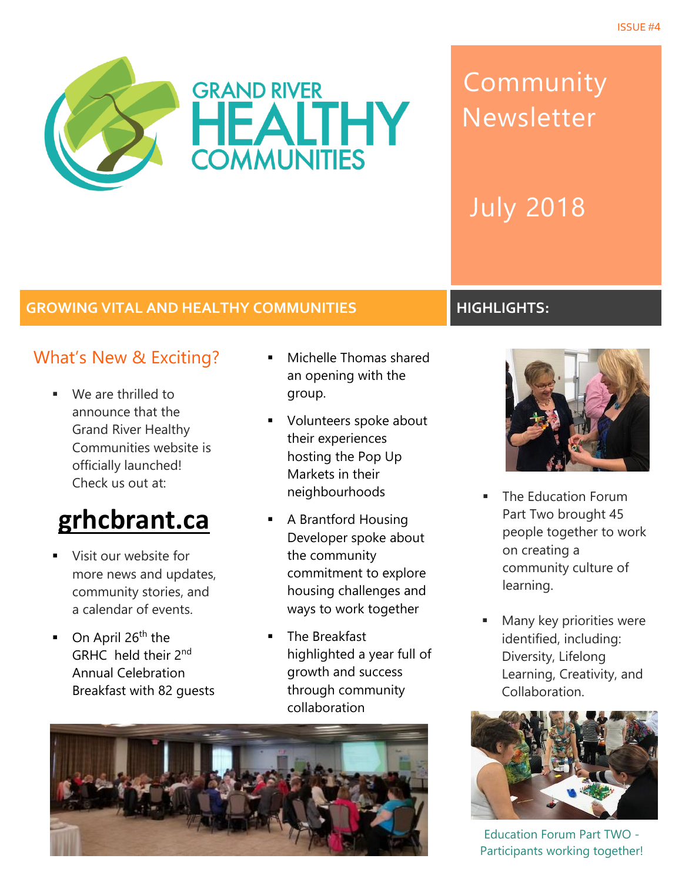ISSUE #4

# GRAND RIVER HEALTHY COMMUNITIES

# Community Newsletter

## July 2018

## GROWING VITAL AND HEALTHY COMMUNITIES

### What's New & Exciting?

- We are thrilled to announce that the Grand River Healthy Communities website is officially launched! Check us out at:

**grhcbrant.ca**

- Visit our website for more news and updates, community stories, and a calendar of events.
- On April 26th the GRHC held their 2nd Annual Celebration Breakfast with 82 guests
- Michelle Thomas shared an opening with the group.
- Volunteers spoke about their experiences hosting the Pop Up Markets in their neighbourhoods
- A Brantford Housing Developer spoke about the community commitment to explore housing challenges and ways to work together
- The Breakfast highlighted a year full of growth and success through community collaboration

## HIGHLIGHTS:

- The Education Forum Part Two brought 45 people together to work on creating a community culture of learning.
- Many key priorities were identified, including: Diversity, Lifelong Learning, Creativity, and Collaboration.

Education Forum Part TWO - Participants working together!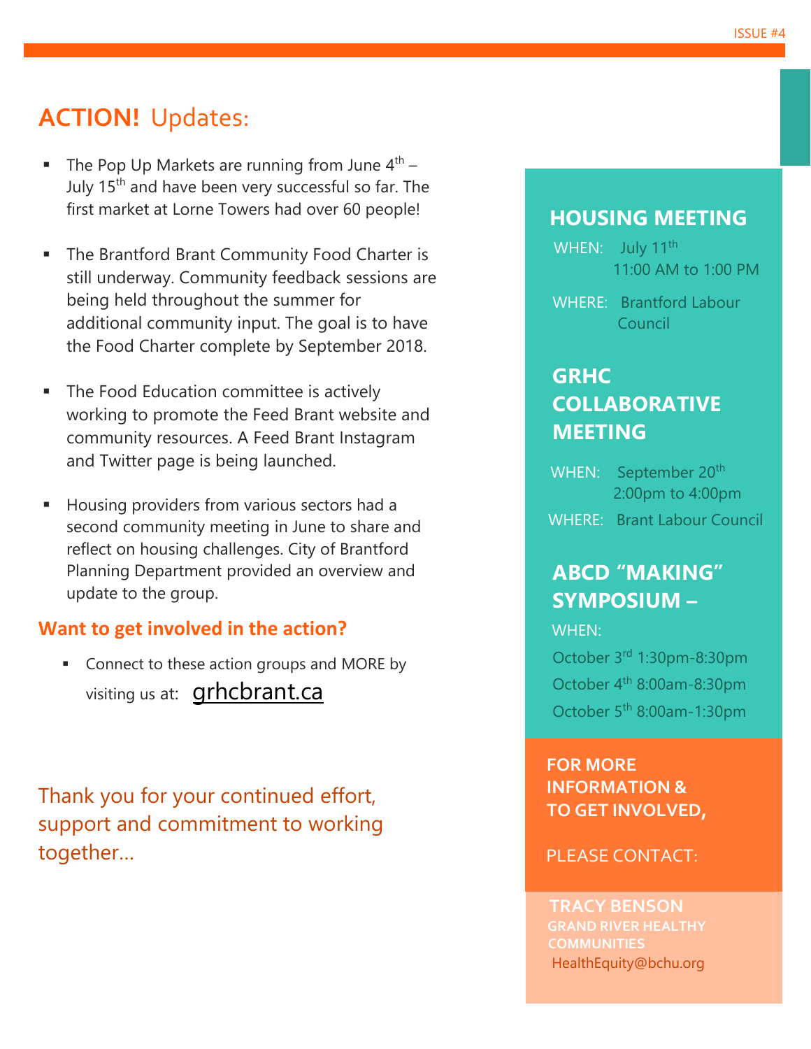## **ACTION!** Updates:

- The Pop Up Markets are running from June 4th – July 15th and have been very successful so far. The first market at Lorne Towers had over 60 people!
- The Brantford Brant Community Food Charter is still underway. Community feedback sessions are being held throughout the summer for additional community input. The goal is to have the Food Charter complete by September 2018.
- The Food Education committee is actively working to promote the Feed Brant website and community resources. A Feed Brant Instagram and Twitter page is being launched.
- Housing providers from various sectors had a second community meeting in June to share and reflect on housing challenges. City of Brantford Planning Department provided an overview and update to the group.

### Want to get involved in the action?

- Connect to these action groups and MORE by visiting us at: grhcbrant.ca

Thank you for your continued effort, support and commitment to working together…

### HOUSING MEETING

WHEN: July 11th
11:00 AM to 1:00 PM

WHERE: Brantford Labour Council

### GRHC COLLABORATIVE MEETING

WHEN: September 20th
2:00pm to 4:00pm

WHERE: Brant Labour Council

### ABCD "MAKING" SYMPOSIUM –

WHEN:

October 3rd 1:30pm-8:30pm

October 4th 8:00am-8:30pm

October 5th 8:00am-1:30pm

**FOR MORE INFORMATION & TO GET INVOLVED,**

PLEASE CONTACT:

**TRACY BENSON**
**GRAND RIVER HEALTHY COMMUNITIES**
HealthEquity@bchu.org